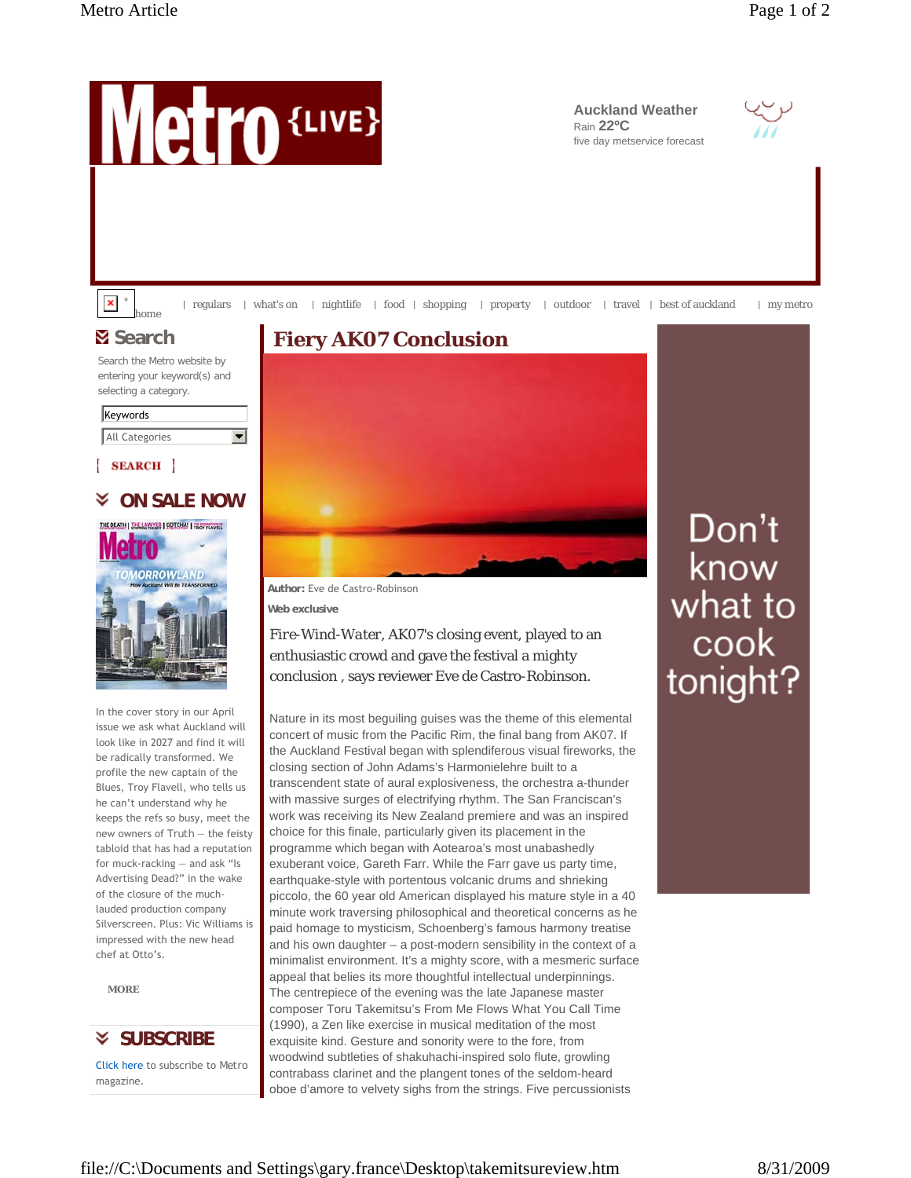Metro {LIVE}

**Auckland Weather**
Rain 22ºC
five day metservice forecast

home | regulars | what's on | nightlife | food | shopping | property | outdoor | travel | best of auckland | my metro

## Search

Search the Metro website by entering your keyword(s) and selecting a category.

Keywords

All Categories

[ SEARCH ]

## ON SALE NOW

In the cover story in our April issue we ask what Auckland will look like in 2027 and find it will be radically transformed. We profile the new captain of the Blues, Troy Flavell, who tells us he can't understand why he keeps the refs so busy, meet the new owners of Truth – the feisty tabloid that has had a reputation for muck-racking – and ask "Is Advertising Dead?" in the wake of the closure of the much-lauded production company Silverscreen. Plus: Vic Williams is impressed with the new head chef at Otto's.

MORE

## SUBSCRIBE

Click here to subscribe to Metro magazine.

# Fiery AK07 Conclusion

**Author:** Eve de Castro-Robinson

**Web exclusive**

Fire-Wind-Water, AK07's closing event, played to an enthusiastic crowd and gave the festival a mighty conclusion , says reviewer Eve de Castro-Robinson.

Nature in its most beguiling guises was the theme of this elemental concert of music from the Pacific Rim, the final bang from AK07. If the Auckland Festival began with splendiferous visual fireworks, the closing section of John Adams's Harmonielehre built to a transcendent state of aural explosiveness, the orchestra a-thunder with massive surges of electrifying rhythm. The San Franciscan's work was receiving its New Zealand premiere and was an inspired choice for this finale, particularly given its placement in the programme which began with Aotearoa's most unabashedly exuberant voice, Gareth Farr. While the Farr gave us party time, earthquake-style with portentous volcanic drums and shrieking piccolo, the 60 year old American displayed his mature style in a 40 minute work traversing philosophical and theoretical concerns as he paid homage to mysticism, Schoenberg's famous harmony treatise and his own daughter – a post-modern sensibility in the context of a minimalist environment. It's a mighty score, with a mesmeric surface appeal that belies its more thoughtful intellectual underpinnings. The centrepiece of the evening was the late Japanese master composer Toru Takemitsu's From Me Flows What You Call Time (1990), a Zen like exercise in musical meditation of the most exquisite kind. Gesture and sonority were to the fore, from woodwind subtleties of shakuhachi-inspired solo flute, growling contrabass clarinet and the plangent tones of the seldom-heard oboe d'amore to velvety sighs from the strings. Five percussionists

Don't know what to cook tonight?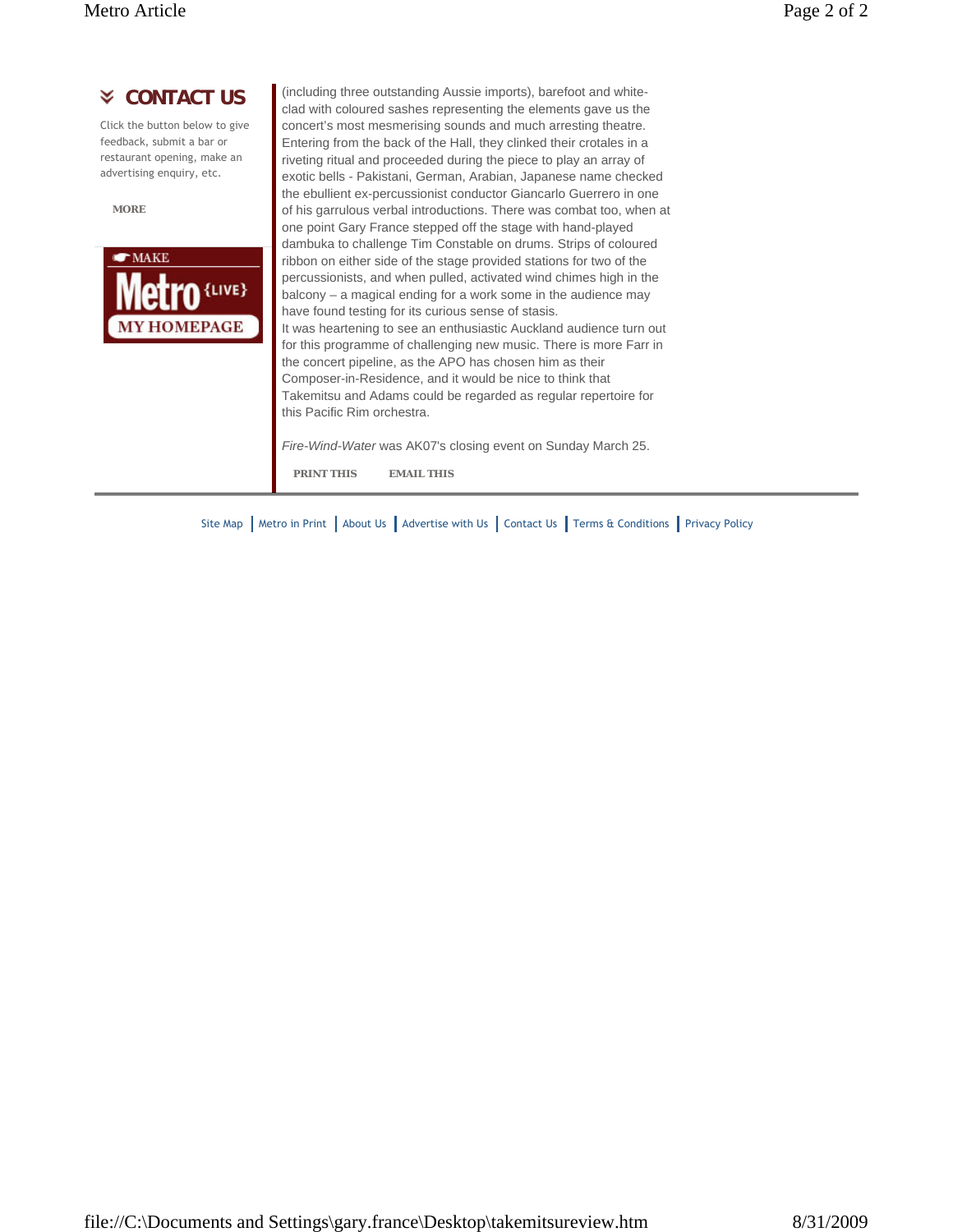## CONTACT US

Click the button below to give feedback, submit a bar or restaurant opening, make an advertising enquiry, etc.

MORE

MAKE Metro {LIVE} MY HOMEPAGE

(including three outstanding Aussie imports), barefoot and white-clad with coloured sashes representing the elements gave us the concert's most mesmerising sounds and much arresting theatre. Entering from the back of the Hall, they clinked their crotales in a riveting ritual and proceeded during the piece to play an array of exotic bells - Pakistani, German, Arabian, Japanese name checked the ebullient ex-percussionist conductor Giancarlo Guerrero in one of his garrulous verbal introductions. There was combat too, when at one point Gary France stepped off the stage with hand-played dambuka to challenge Tim Constable on drums. Strips of coloured ribbon on either side of the stage provided stations for two of the percussionists, and when pulled, activated wind chimes high in the balcony – a magical ending for a work some in the audience may have found testing for its curious sense of stasis.

It was heartening to see an enthusiastic Auckland audience turn out for this programme of challenging new music. There is more Farr in the concert pipeline, as the APO has chosen him as their Composer-in-Residence, and it would be nice to think that Takemitsu and Adams could be regarded as regular repertoire for this Pacific Rim orchestra.

*Fire-Wind-Water* was AK07's closing event on Sunday March 25.

PRINT THIS EMAIL THIS

Site Map | Metro in Print | About Us | Advertise with Us | Contact Us | Terms & Conditions | Privacy Policy